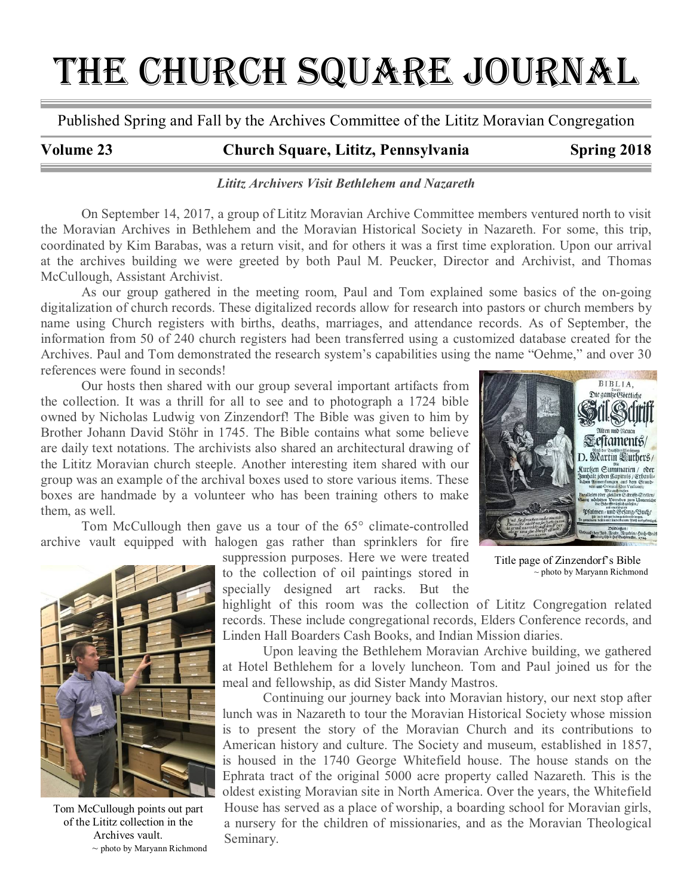# THE CHURCH SQUARE JOURNAL

Published Spring and Fall by the Archives Committee of the Lititz Moravian Congregation

**Volume 23** **Church Square, Lititz, Pennsylvania** **Spring 2018**

***Lititz Archivers Visit Bethlehem and Nazareth***

On September 14, 2017, a group of Lititz Moravian Archive Committee members ventured north to visit the Moravian Archives in Bethlehem and the Moravian Historical Society in Nazareth. For some, this trip, coordinated by Kim Barabas, was a return visit, and for others it was a first time exploration. Upon our arrival at the archives building we were greeted by both Paul M. Peucker, Director and Archivist, and Thomas McCullough, Assistant Archivist.

As our group gathered in the meeting room, Paul and Tom explained some basics of the on-going digitalization of church records. These digitalized records allow for research into pastors or church members by name using Church registers with births, deaths, marriages, and attendance records. As of September, the information from 50 of 240 church registers had been transferred using a customized database created for the Archives. Paul and Tom demonstrated the research system's capabilities using the name "Oehme," and over 30 references were found in seconds!

Our hosts then shared with our group several important artifacts from the collection. It was a thrill for all to see and to photograph a 1724 bible owned by Nicholas Ludwig von Zinzendorf! The Bible was given to him by Brother Johann David Stöhr in 1745. The Bible contains what some believe are daily text notations. The archivists also shared an architectural drawing of the Lititz Moravian church steeple. Another interesting item shared with our group was an example of the archival boxes used to store various items. These boxes are handmade by a volunteer who has been training others to make them, as well.

Title page of Zinzendorf's Bible
~ photo by Maryann Richmond

Tom McCullough then gave us a tour of the 65° climate-controlled archive vault equipped with halogen gas rather than sprinklers for fire suppression purposes. Here we were treated to the collection of oil paintings stored in specially designed art racks. But the highlight of this room was the collection of Lititz Congregation related records. These include congregational records, Elders Conference records, and Linden Hall Boarders Cash Books, and Indian Mission diaries.

Tom McCullough points out part of the Lititz collection in the Archives vault.
~ photo by Maryann Richmond

Upon leaving the Bethlehem Moravian Archive building, we gathered at Hotel Bethlehem for a lovely luncheon. Tom and Paul joined us for the meal and fellowship, as did Sister Mandy Mastros.

Continuing our journey back into Moravian history, our next stop after lunch was in Nazareth to tour the Moravian Historical Society whose mission is to present the story of the Moravian Church and its contributions to American history and culture. The Society and museum, established in 1857, is housed in the 1740 George Whitefield house. The house stands on the Ephrata tract of the original 5000 acre property called Nazareth. This is the oldest existing Moravian site in North America. Over the years, the Whitefield House has served as a place of worship, a boarding school for Moravian girls, a nursery for the children of missionaries, and as the Moravian Theological Seminary.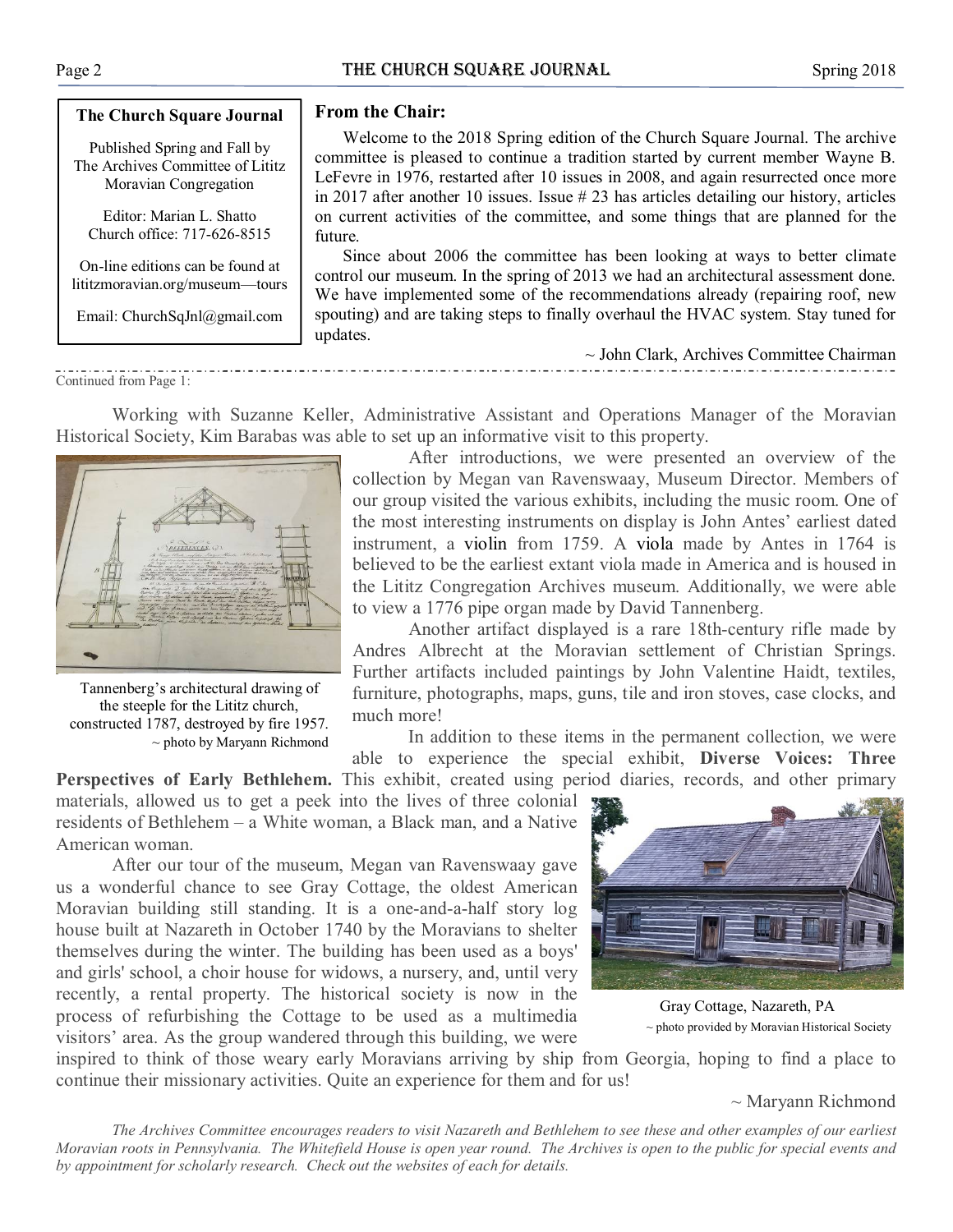**The Church Square Journal**

Published Spring and Fall by The Archives Committee of Lititz Moravian Congregation

Editor: Marian L. Shatto
Church office: 717-626-8515

On-line editions can be found at lititzmoravian.org/museum—tours

Email: ChurchSqJnl@gmail.com

## From the Chair:

Welcome to the 2018 Spring edition of the Church Square Journal. The archive committee is pleased to continue a tradition started by current member Wayne B. LeFevre in 1976, restarted after 10 issues in 2008, and again resurrected once more in 2017 after another 10 issues. Issue # 23 has articles detailing our history, articles on current activities of the committee, and some things that are planned for the future.

Since about 2006 the committee has been looking at ways to better climate control our museum. In the spring of 2013 we had an architectural assessment done. We have implemented some of the recommendations already (repairing roof, new spouting) and are taking steps to finally overhaul the HVAC system. Stay tuned for updates.

~ John Clark, Archives Committee Chairman

Continued from Page 1:

Working with Suzanne Keller, Administrative Assistant and Operations Manager of the Moravian Historical Society, Kim Barabas was able to set up an informative visit to this property.

Tannenberg's architectural drawing of the steeple for the Lititz church, constructed 1787, destroyed by fire 1957.
~ photo by Maryann Richmond

After introductions, we were presented an overview of the collection by Megan van Ravenswaay, Museum Director. Members of our group visited the various exhibits, including the music room. One of the most interesting instruments on display is John Antes' earliest dated instrument, a violin from 1759. A viola made by Antes in 1764 is believed to be the earliest extant viola made in America and is housed in the Lititz Congregation Archives museum. Additionally, we were able to view a 1776 pipe organ made by David Tannenberg.

Another artifact displayed is a rare 18th-century rifle made by Andres Albrecht at the Moravian settlement of Christian Springs. Further artifacts included paintings by John Valentine Haidt, textiles, furniture, photographs, maps, guns, tile and iron stoves, case clocks, and much more!

In addition to these items in the permanent collection, we were able to experience the special exhibit, **Diverse Voices: Three Perspectives of Early Bethlehem.** This exhibit, created using period diaries, records, and other primary materials, allowed us to get a peek into the lives of three colonial residents of Bethlehem – a White woman, a Black man, and a Native American woman.

After our tour of the museum, Megan van Ravenswaay gave us a wonderful chance to see Gray Cottage, the oldest American Moravian building still standing. It is a one-and-a-half story log house built at Nazareth in October 1740 by the Moravians to shelter themselves during the winter. The building has been used as a boys' and girls' school, a choir house for widows, a nursery, and, until very recently, a rental property. The historical society is now in the process of refurbishing the Cottage to be used as a multimedia visitors' area. As the group wandered through this building, we were inspired to think of those weary early Moravians arriving by ship from Georgia, hoping to find a place to continue their missionary activities. Quite an experience for them and for us!

Gray Cottage, Nazareth, PA
~ photo provided by Moravian Historical Society

~ Maryann Richmond

*The Archives Committee encourages readers to visit Nazareth and Bethlehem to see these and other examples of our earliest Moravian roots in Pennsylvania. The Whitefield House is open year round. The Archives is open to the public for special events and by appointment for scholarly research. Check out the websites of each for details.*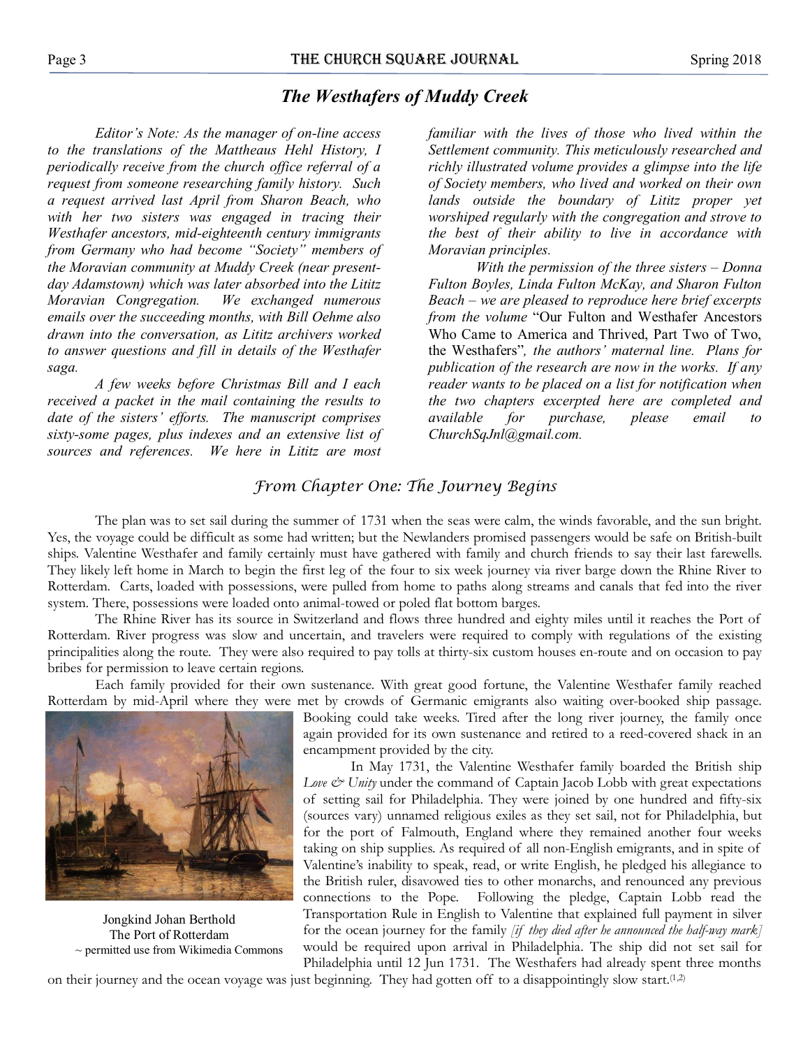## *The Westhafers of Muddy Creek*

*Editor's Note: As the manager of on-line access to the translations of the Mattheaus Hehl History, I periodically receive from the church office referral of a request from someone researching family history. Such a request arrived last April from Sharon Beach, who with her two sisters was engaged in tracing their Westhafer ancestors, mid-eighteenth century immigrants from Germany who had become "Society" members of the Moravian community at Muddy Creek (near present-day Adamstown) which was later absorbed into the Lititz Moravian Congregation. We exchanged numerous emails over the succeeding months, with Bill Oehme also drawn into the conversation, as Lititz archivers worked to answer questions and fill in details of the Westhafer saga.*

*A few weeks before Christmas Bill and I each received a packet in the mail containing the results to date of the sisters' efforts. The manuscript comprises sixty-some pages, plus indexes and an extensive list of sources and references. We here in Lititz are most familiar with the lives of those who lived within the Settlement community. This meticulously researched and richly illustrated volume provides a glimpse into the life of Society members, who lived and worked on their own lands outside the boundary of Lititz proper yet worshiped regularly with the congregation and strove to the best of their ability to live in accordance with Moravian principles.*

*With the permission of the three sisters – Donna Fulton Boyles, Linda Fulton McKay, and Sharon Fulton Beach – we are pleased to reproduce here brief excerpts from the volume* "Our Fulton and Westhafer Ancestors Who Came to America and Thrived, Part Two of Two, the Westhafers"*, the authors' maternal line. Plans for publication of the research are now in the works. If any reader wants to be placed on a list for notification when the two chapters excerpted here are completed and available for purchase, please email to ChurchSqJnl@gmail.com.*

### *From Chapter One: The Journey Begins*

The plan was to set sail during the summer of 1731 when the seas were calm, the winds favorable, and the sun bright. Yes, the voyage could be difficult as some had written; but the Newlanders promised passengers would be safe on British-built ships. Valentine Westhafer and family certainly must have gathered with family and church friends to say their last farewells. They likely left home in March to begin the first leg of the four to six week journey via river barge down the Rhine River to Rotterdam. Carts, loaded with possessions, were pulled from home to paths along streams and canals that fed into the river system. There, possessions were loaded onto animal-towed or poled flat bottom barges.

The Rhine River has its source in Switzerland and flows three hundred and eighty miles until it reaches the Port of Rotterdam. River progress was slow and uncertain, and travelers were required to comply with regulations of the existing principalities along the route. They were also required to pay tolls at thirty-six custom houses en-route and on occasion to pay bribes for permission to leave certain regions.

Each family provided for their own sustenance. With great good fortune, the Valentine Westhafer family reached Rotterdam by mid-April where they were met by crowds of Germanic emigrants also waiting over-booked ship passage. Booking could take weeks. Tired after the long river journey, the family once again provided for its own sustenance and retired to a reed-covered shack in an encampment provided by the city.

Jongkind Johan Berthold
The Port of Rotterdam
~ permitted use from Wikimedia Commons

In May 1731, the Valentine Westhafer family boarded the British ship *Love & Unity* under the command of Captain Jacob Lobb with great expectations of setting sail for Philadelphia. They were joined by one hundred and fifty-six (sources vary) unnamed religious exiles as they set sail, not for Philadelphia, but for the port of Falmouth, England where they remained another four weeks taking on ship supplies. As required of all non-English emigrants, and in spite of Valentine's inability to speak, read, or write English, he pledged his allegiance to the British ruler, disavowed ties to other monarchs, and renounced any previous connections to the Pope. Following the pledge, Captain Lobb read the Transportation Rule in English to Valentine that explained full payment in silver for the ocean journey for the family *[if they died after he announced the half-way mark]* would be required upon arrival in Philadelphia. The ship did not set sail for Philadelphia until 12 Jun 1731. The Westhafers had already spent three months on their journey and the ocean voyage was just beginning. They had gotten off to a disappointingly slow start.[1,2]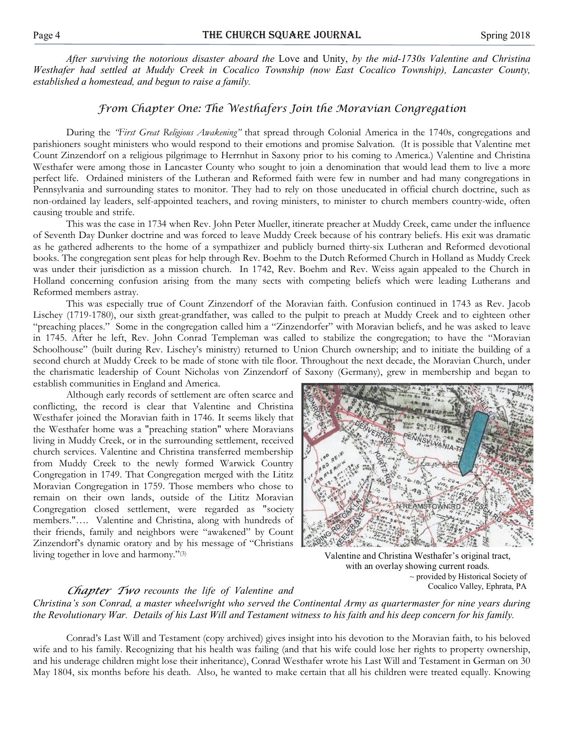*After surviving the notorious disaster aboard the* Love and Unity, *by the mid-1730s Valentine and Christina Westhafer had settled at Muddy Creek in Cocalico Township (now East Cocalico Township), Lancaster County, established a homestead, and begun to raise a family.*

## *From Chapter One: The Westhafers Join the Moravian Congregation*

During the *"First Great Religious Awakening"* that spread through Colonial America in the 1740s, congregations and parishioners sought ministers who would respond to their emotions and promise Salvation. (It is possible that Valentine met Count Zinzendorf on a religious pilgrimage to Herrnhut in Saxony prior to his coming to America.) Valentine and Christina Westhafer were among those in Lancaster County who sought to join a denomination that would lead them to live a more perfect life. Ordained ministers of the Lutheran and Reformed faith were few in number and had many congregations in Pennsylvania and surrounding states to monitor. They had to rely on those uneducated in official church doctrine, such as non-ordained lay leaders, self-appointed teachers, and roving ministers, to minister to church members country-wide, often causing trouble and strife.

This was the case in 1734 when Rev. John Peter Mueller, itinerate preacher at Muddy Creek, came under the influence of Seventh Day Dunker doctrine and was forced to leave Muddy Creek because of his contrary beliefs. His exit was dramatic as he gathered adherents to the home of a sympathizer and publicly burned thirty-six Lutheran and Reformed devotional books. The congregation sent pleas for help through Rev. Boehm to the Dutch Reformed Church in Holland as Muddy Creek was under their jurisdiction as a mission church. In 1742, Rev. Boehm and Rev. Weiss again appealed to the Church in Holland concerning confusion arising from the many sects with competing beliefs which were leading Lutherans and Reformed members astray.

This was especially true of Count Zinzendorf of the Moravian faith. Confusion continued in 1743 as Rev. Jacob Lischey (1719-1780), our sixth great-grandfather, was called to the pulpit to preach at Muddy Creek and to eighteen other "preaching places." Some in the congregation called him a "Zinzendorfer" with Moravian beliefs, and he was asked to leave in 1745. After he left, Rev. John Conrad Templeman was called to stabilize the congregation; to have the "Moravian Schoolhouse" (built during Rev. Lischey's ministry) returned to Union Church ownership; and to initiate the building of a second church at Muddy Creek to be made of stone with tile floor. Throughout the next decade, the Moravian Church, under the charismatic leadership of Count Nicholas von Zinzendorf of Saxony (Germany), grew in membership and began to establish communities in England and America.

Although early records of settlement are often scarce and conflicting, the record is clear that Valentine and Christina Westhafer joined the Moravian faith in 1746. It seems likely that the Westhafer home was a "preaching station" where Moravians living in Muddy Creek, or in the surrounding settlement, received church services. Valentine and Christina transferred membership from Muddy Creek to the newly formed Warwick Country Congregation in 1749. That Congregation merged with the Lititz Moravian Congregation in 1759. Those members who chose to remain on their own lands, outside of the Lititz Moravian Congregation closed settlement, were regarded as "society members."…. Valentine and Christina, along with hundreds of their friends, family and neighbors were "awakened" by Count Zinzendorf's dynamic oratory and by his message of "Christians living together in love and harmony."(3)

Valentine and Christina Westhafer's original tract, with an overlay showing current roads.
~ provided by Historical Society of Cocalico Valley, Ephrata, PA

***Chapter Two** recounts the life of Valentine and Christina's son Conrad, a master wheelwright who served the Continental Army as quartermaster for nine years during the Revolutionary War. Details of his Last Will and Testament witness to his faith and his deep concern for his family.*

Conrad's Last Will and Testament (copy archived) gives insight into his devotion to the Moravian faith, to his beloved wife and to his family. Recognizing that his health was failing (and that his wife could lose her rights to property ownership, and his underage children might lose their inheritance), Conrad Westhafer wrote his Last Will and Testament in German on 30 May 1804, six months before his death. Also, he wanted to make certain that all his children were treated equally. Knowing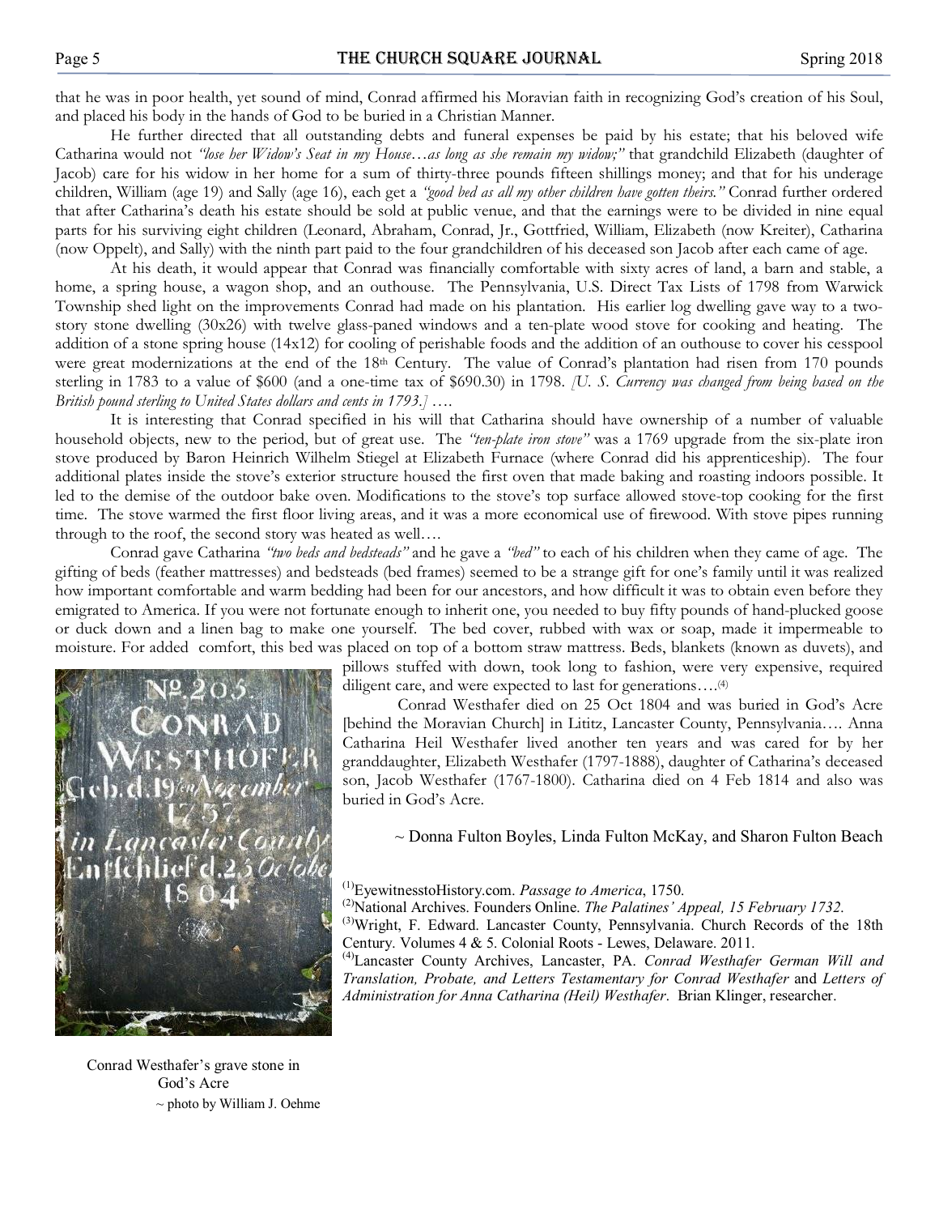that he was in poor health, yet sound of mind, Conrad affirmed his Moravian faith in recognizing God's creation of his Soul, and placed his body in the hands of God to be buried in a Christian Manner.

He further directed that all outstanding debts and funeral expenses be paid by his estate; that his beloved wife Catharina would not *"lose her Widow's Seat in my House…as long as she remain my widow;"* that grandchild Elizabeth (daughter of Jacob) care for his widow in her home for a sum of thirty-three pounds fifteen shillings money; and that for his underage children, William (age 19) and Sally (age 16), each get a *"good bed as all my other children have gotten theirs."* Conrad further ordered that after Catharina's death his estate should be sold at public venue, and that the earnings were to be divided in nine equal parts for his surviving eight children (Leonard, Abraham, Conrad, Jr., Gottfried, William, Elizabeth (now Kreiter), Catharina (now Oppelt), and Sally) with the ninth part paid to the four grandchildren of his deceased son Jacob after each came of age.

At his death, it would appear that Conrad was financially comfortable with sixty acres of land, a barn and stable, a home, a spring house, a wagon shop, and an outhouse. The Pennsylvania, U.S. Direct Tax Lists of 1798 from Warwick Township shed light on the improvements Conrad had made on his plantation. His earlier log dwelling gave way to a two-story stone dwelling (30x26) with twelve glass-paned windows and a ten-plate wood stove for cooking and heating. The addition of a stone spring house (14x12) for cooling of perishable foods and the addition of an outhouse to cover his cesspool were great modernizations at the end of the 18th Century. The value of Conrad's plantation had risen from 170 pounds sterling in 1783 to a value of $600 (and a one-time tax of $690.30) in 1798. *[U. S. Currency was changed from being based on the British pound sterling to United States dollars and cents in 1793.]* ….

It is interesting that Conrad specified in his will that Catharina should have ownership of a number of valuable household objects, new to the period, but of great use. The *"ten-plate iron stove"* was a 1769 upgrade from the six-plate iron stove produced by Baron Heinrich Wilhelm Stiegel at Elizabeth Furnace (where Conrad did his apprenticeship). The four additional plates inside the stove's exterior structure housed the first oven that made baking and roasting indoors possible. It led to the demise of the outdoor bake oven. Modifications to the stove's top surface allowed stove-top cooking for the first time. The stove warmed the first floor living areas, and it was a more economical use of firewood. With stove pipes running through to the roof, the second story was heated as well….

Conrad gave Catharina *"two beds and bedsteads"* and he gave a *"bed"* to each of his children when they came of age. The gifting of beds (feather mattresses) and bedsteads (bed frames) seemed to be a strange gift for one's family until it was realized how important comfortable and warm bedding had been for our ancestors, and how difficult it was to obtain even before they emigrated to America. If you were not fortunate enough to inherit one, you needed to buy fifty pounds of hand-plucked goose or duck down and a linen bag to make one yourself. The bed cover, rubbed with wax or soap, made it impermeable to moisture. For added comfort, this bed was placed on top of a bottom straw mattress. Beds, blankets (known as duvets), and pillows stuffed with down, took long to fashion, were very expensive, required diligent care, and were expected to last for generations….[4]

Conrad Westhafer died on 25 Oct 1804 and was buried in God's Acre [behind the Moravian Church] in Lititz, Lancaster County, Pennsylvania…. Anna Catharina Heil Westhafer lived another ten years and was cared for by her granddaughter, Elizabeth Westhafer (1797-1888), daughter of Catharina's deceased son, Jacob Westhafer (1767-1800). Catharina died on 4 Feb 1814 and also was buried in God's Acre.

~ Donna Fulton Boyles, Linda Fulton McKay, and Sharon Fulton Beach

Conrad Westhafer's grave stone in God's Acre
~ photo by William J. Oehme

[1]EyewitnesstoHistory.com. *Passage to America*, 1750.

[2]National Archives. Founders Online. *The Palatines' Appeal, 15 February 1732.*

[3]Wright, F. Edward. Lancaster County, Pennsylvania. Church Records of the 18th Century. Volumes 4 & 5. Colonial Roots - Lewes, Delaware. 2011.

[4]Lancaster County Archives, Lancaster, PA. *Conrad Westhafer German Will and Translation, Probate, and Letters Testamentary for Conrad Westhafer* and *Letters of Administration for Anna Catharina (Heil) Westhafer*. Brian Klinger, researcher.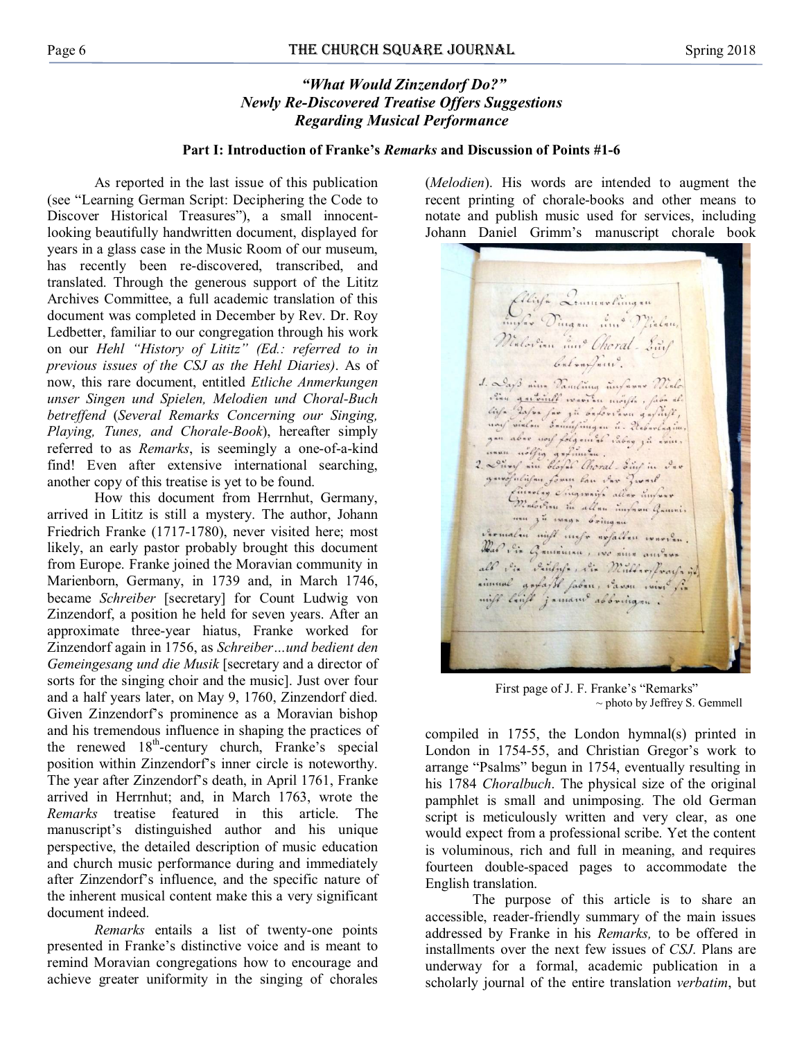## *"What Would Zinzendorf Do?"*
## *Newly Re-Discovered Treatise Offers Suggestions Regarding Musical Performance*

### Part I: Introduction of Franke's *Remarks* and Discussion of Points #1-6

As reported in the last issue of this publication (see "Learning German Script: Deciphering the Code to Discover Historical Treasures"), a small innocent-looking beautifully handwritten document, displayed for years in a glass case in the Music Room of our museum, has recently been re-discovered, transcribed, and translated. Through the generous support of the Lititz Archives Committee, a full academic translation of this document was completed in December by Rev. Dr. Roy Ledbetter, familiar to our congregation through his work on our *Hehl "History of Lititz" (Ed.: referred to in previous issues of the CSJ as the Hehl Diaries)*. As of now, this rare document, entitled *Etliche Anmerkungen unser Singen und Spielen, Melodien und Choral-Buch betreffend* (*Several Remarks Concerning our Singing, Playing, Tunes, and Chorale-Book*), hereafter simply referred to as *Remarks*, is seemingly a one-of-a-kind find! Even after extensive international searching, another copy of this treatise is yet to be found.

How this document from Herrnhut, Germany, arrived in Lititz is still a mystery. The author, Johann Friedrich Franke (1717-1780), never visited here; most likely, an early pastor probably brought this document from Europe. Franke joined the Moravian community in Marienborn, Germany, in 1739 and, in March 1746, became *Schreiber* [secretary] for Count Ludwig von Zinzendorf, a position he held for seven years. After an approximate three-year hiatus, Franke worked for Zinzendorf again in 1756, as *Schreiber…und bedient den Gemeingesang und die Musik* [secretary and a director of sorts for the singing choir and the music]. Just over four and a half years later, on May 9, 1760, Zinzendorf died. Given Zinzendorf's prominence as a Moravian bishop and his tremendous influence in shaping the practices of the renewed 18th-century church, Franke's special position within Zinzendorf's inner circle is noteworthy. The year after Zinzendorf's death, in April 1761, Franke arrived in Herrnhut; and, in March 1763, wrote the *Remarks* treatise featured in this article. The manuscript's distinguished author and his unique perspective, the detailed description of music education and church music performance during and immediately after Zinzendorf's influence, and the specific nature of the inherent musical content make this a very significant document indeed.

*Remarks* entails a list of twenty-one points presented in Franke's distinctive voice and is meant to remind Moravian congregations how to encourage and achieve greater uniformity in the singing of chorales (*Melodien*). His words are intended to augment the recent printing of chorale-books and other means to notate and publish music used for services, including Johann Daniel Grimm's manuscript chorale book compiled in 1755, the London hymnal(s) printed in London in 1754-55, and Christian Gregor's work to arrange "Psalms" begun in 1754, eventually resulting in his 1784 *Choralbuch*. The physical size of the original pamphlet is small and unimposing. The old German script is meticulously written and very clear, as one would expect from a professional scribe. Yet the content is voluminous, rich and full in meaning, and requires fourteen double-spaced pages to accommodate the English translation.

First page of J. F. Franke's "Remarks"
~ photo by Jeffrey S. Gemmell

The purpose of this article is to share an accessible, reader-friendly summary of the main issues addressed by Franke in his *Remarks,* to be offered in installments over the next few issues of *CSJ*. Plans are underway for a formal, academic publication in a scholarly journal of the entire translation *verbatim*, but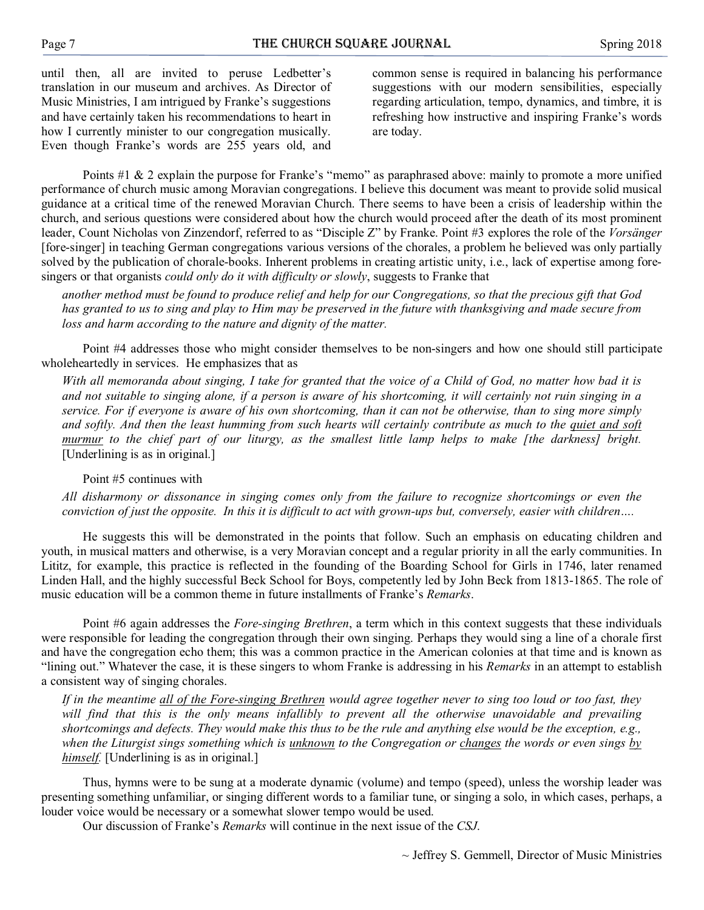until then, all are invited to peruse Ledbetter's translation in our museum and archives. As Director of Music Ministries, I am intrigued by Franke's suggestions and have certainly taken his recommendations to heart in how I currently minister to our congregation musically. Even though Franke's words are 255 years old, and common sense is required in balancing his performance suggestions with our modern sensibilities, especially regarding articulation, tempo, dynamics, and timbre, it is refreshing how instructive and inspiring Franke's words are today.

Points #1 & 2 explain the purpose for Franke's "memo" as paraphrased above: mainly to promote a more unified performance of church music among Moravian congregations. I believe this document was meant to provide solid musical guidance at a critical time of the renewed Moravian Church. There seems to have been a crisis of leadership within the church, and serious questions were considered about how the church would proceed after the death of its most prominent leader, Count Nicholas von Zinzendorf, referred to as "Disciple Z" by Franke. Point #3 explores the role of the *Vorsänger* [fore-singer] in teaching German congregations various versions of the chorales, a problem he believed was only partially solved by the publication of chorale-books. Inherent problems in creating artistic unity, i.e., lack of expertise among fore-singers or that organists *could only do it with difficulty or slowly*, suggests to Franke that

> *another method must be found to produce relief and help for our Congregations, so that the precious gift that God has granted to us to sing and play to Him may be preserved in the future with thanksgiving and made secure from loss and harm according to the nature and dignity of the matter.*

Point #4 addresses those who might consider themselves to be non-singers and how one should still participate wholeheartedly in services. He emphasizes that as

> *With all memoranda about singing, I take for granted that the voice of a Child of God, no matter how bad it is and not suitable to singing alone, if a person is aware of his shortcoming, it will certainly not ruin singing in a service. For if everyone is aware of his own shortcoming, than it can not be otherwise, than to sing more simply and softly. And then the least humming from such hearts will certainly contribute as much to the <u>quiet and soft murmur</u> to the chief part of our liturgy, as the smallest little lamp helps to make [the darkness] bright.* [Underlining is as in original.]

Point #5 continues with

> *All disharmony or dissonance in singing comes only from the failure to recognize shortcomings or even the conviction of just the opposite. In this it is difficult to act with grown-ups but, conversely, easier with children….*

He suggests this will be demonstrated in the points that follow. Such an emphasis on educating children and youth, in musical matters and otherwise, is a very Moravian concept and a regular priority in all the early communities. In Lititz, for example, this practice is reflected in the founding of the Boarding School for Girls in 1746, later renamed Linden Hall, and the highly successful Beck School for Boys, competently led by John Beck from 1813-1865. The role of music education will be a common theme in future installments of Franke's *Remarks*.

Point #6 again addresses the *Fore-singing Brethren*, a term which in this context suggests that these individuals were responsible for leading the congregation through their own singing. Perhaps they would sing a line of a chorale first and have the congregation echo them; this was a common practice in the American colonies at that time and is known as "lining out." Whatever the case, it is these singers to whom Franke is addressing in his *Remarks* in an attempt to establish a consistent way of singing chorales.

> *If in the meantime <u>all of the Fore-singing Brethren</u> would agree together never to sing too loud or too fast, they will find that this is the only means infallibly to prevent all the otherwise unavoidable and prevailing shortcomings and defects. They would make this thus to be the rule and anything else would be the exception, e.g., when the Liturgist sings something which is <u>unknown</u> to the Congregation or <u>changes</u> the words or even sings <u>by himself</u>.* [Underlining is as in original.]

Thus, hymns were to be sung at a moderate dynamic (volume) and tempo (speed), unless the worship leader was presenting something unfamiliar, or singing different words to a familiar tune, or singing a solo, in which cases, perhaps, a louder voice would be necessary or a somewhat slower tempo would be used.

Our discussion of Franke's *Remarks* will continue in the next issue of the *CSJ*.

~ Jeffrey S. Gemmell, Director of Music Ministries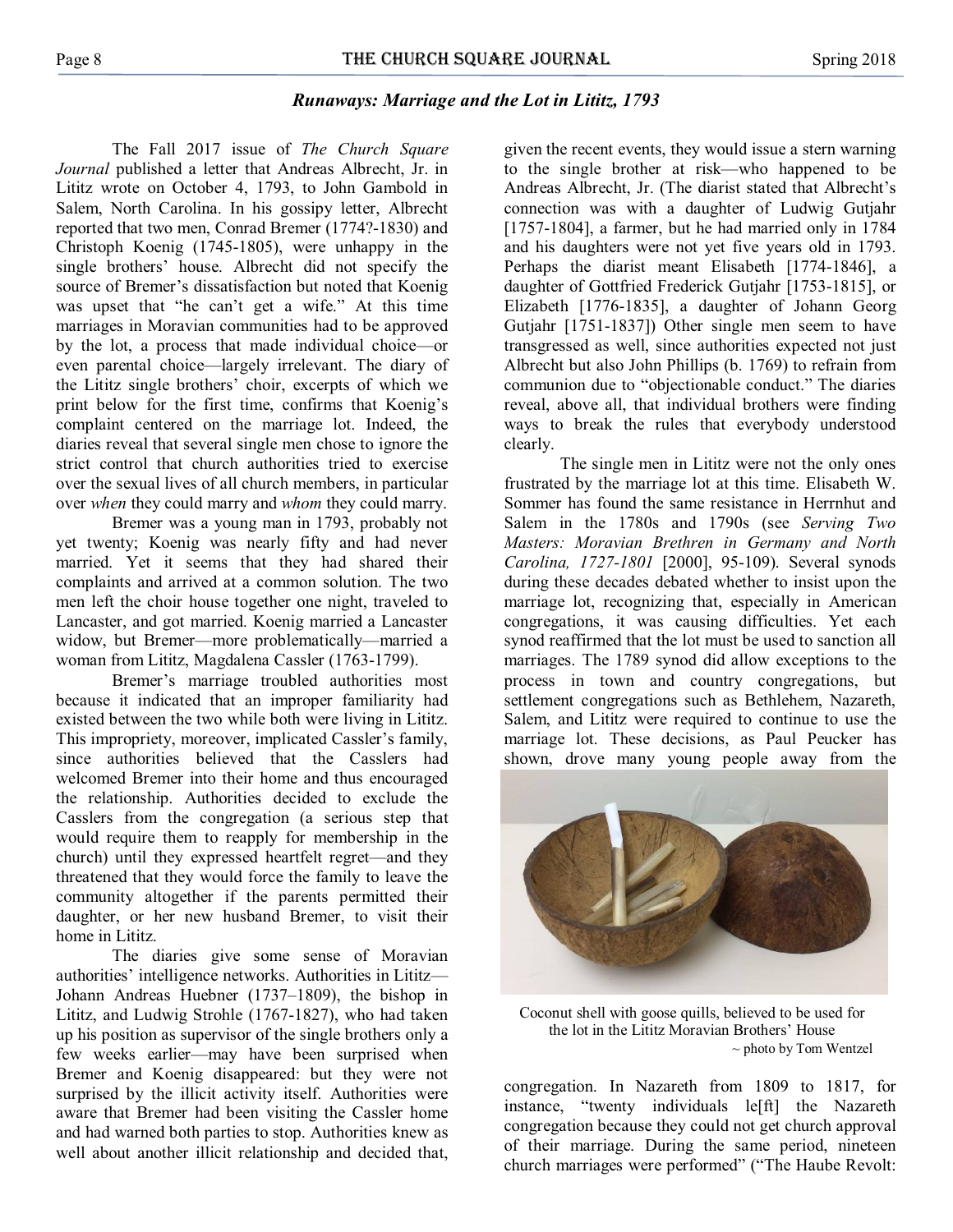### *Runaways: Marriage and the Lot in Lititz, 1793*

The Fall 2017 issue of *The Church Square Journal* published a letter that Andreas Albrecht, Jr. in Lititz wrote on October 4, 1793, to John Gambold in Salem, North Carolina. In his gossipy letter, Albrecht reported that two men, Conrad Bremer (1774?-1830) and Christoph Koenig (1745-1805), were unhappy in the single brothers' house. Albrecht did not specify the source of Bremer's dissatisfaction but noted that Koenig was upset that "he can't get a wife." At this time marriages in Moravian communities had to be approved by the lot, a process that made individual choice—or even parental choice—largely irrelevant. The diary of the Lititz single brothers' choir, excerpts of which we print below for the first time, confirms that Koenig's complaint centered on the marriage lot. Indeed, the diaries reveal that several single men chose to ignore the strict control that church authorities tried to exercise over the sexual lives of all church members, in particular over *when* they could marry and *whom* they could marry.

Bremer was a young man in 1793, probably not yet twenty; Koenig was nearly fifty and had never married. Yet it seems that they had shared their complaints and arrived at a common solution. The two men left the choir house together one night, traveled to Lancaster, and got married. Koenig married a Lancaster widow, but Bremer—more problematically—married a woman from Lititz, Magdalena Cassler (1763-1799).

Bremer's marriage troubled authorities most because it indicated that an improper familiarity had existed between the two while both were living in Lititz. This impropriety, moreover, implicated Cassler's family, since authorities believed that the Casslers had welcomed Bremer into their home and thus encouraged the relationship. Authorities decided to exclude the Casslers from the congregation (a serious step that would require them to reapply for membership in the church) until they expressed heartfelt regret—and they threatened that they would force the family to leave the community altogether if the parents permitted their daughter, or her new husband Bremer, to visit their home in Lititz.

The diaries give some sense of Moravian authorities' intelligence networks. Authorities in Lititz—Johann Andreas Huebner (1737–1809), the bishop in Lititz, and Ludwig Strohle (1767-1827), who had taken up his position as supervisor of the single brothers only a few weeks earlier—may have been surprised when Bremer and Koenig disappeared: but they were not surprised by the illicit activity itself. Authorities were aware that Bremer had been visiting the Cassler home and had warned both parties to stop. Authorities knew as well about another illicit relationship and decided that, given the recent events, they would issue a stern warning to the single brother at risk—who happened to be Andreas Albrecht, Jr. (The diarist stated that Albrecht's connection was with a daughter of Ludwig Gutjahr [1757-1804], a farmer, but he had married only in 1784 and his daughters were not yet five years old in 1793. Perhaps the diarist meant Elisabeth [1774-1846], a daughter of Gottfried Frederick Gutjahr [1753-1815], or Elizabeth [1776-1835], a daughter of Johann Georg Gutjahr [1751-1837]) Other single men seem to have transgressed as well, since authorities expected not just Albrecht but also John Phillips (b. 1769) to refrain from communion due to "objectionable conduct." The diaries reveal, above all, that individual brothers were finding ways to break the rules that everybody understood clearly.

The single men in Lititz were not the only ones frustrated by the marriage lot at this time. Elisabeth W. Sommer has found the same resistance in Herrnhut and Salem in the 1780s and 1790s (see *Serving Two Masters: Moravian Brethren in Germany and North Carolina, 1727-1801* [2000], 95-109). Several synods during these decades debated whether to insist upon the marriage lot, recognizing that, especially in American congregations, it was causing difficulties. Yet each synod reaffirmed that the lot must be used to sanction all marriages. The 1789 synod did allow exceptions to the process in town and country congregations, but settlement congregations such as Bethlehem, Nazareth, Salem, and Lititz were required to continue to use the marriage lot. These decisions, as Paul Peucker has shown, drove many young people away from the congregation. In Nazareth from 1809 to 1817, for instance, "twenty individuals le[ft] the Nazareth congregation because they could not get church approval of their marriage. During the same period, nineteen church marriages were performed" ("The Haube Revolt:

Coconut shell with goose quills, believed to be used for the lot in the Lititz Moravian Brothers' House
~ photo by Tom Wentzel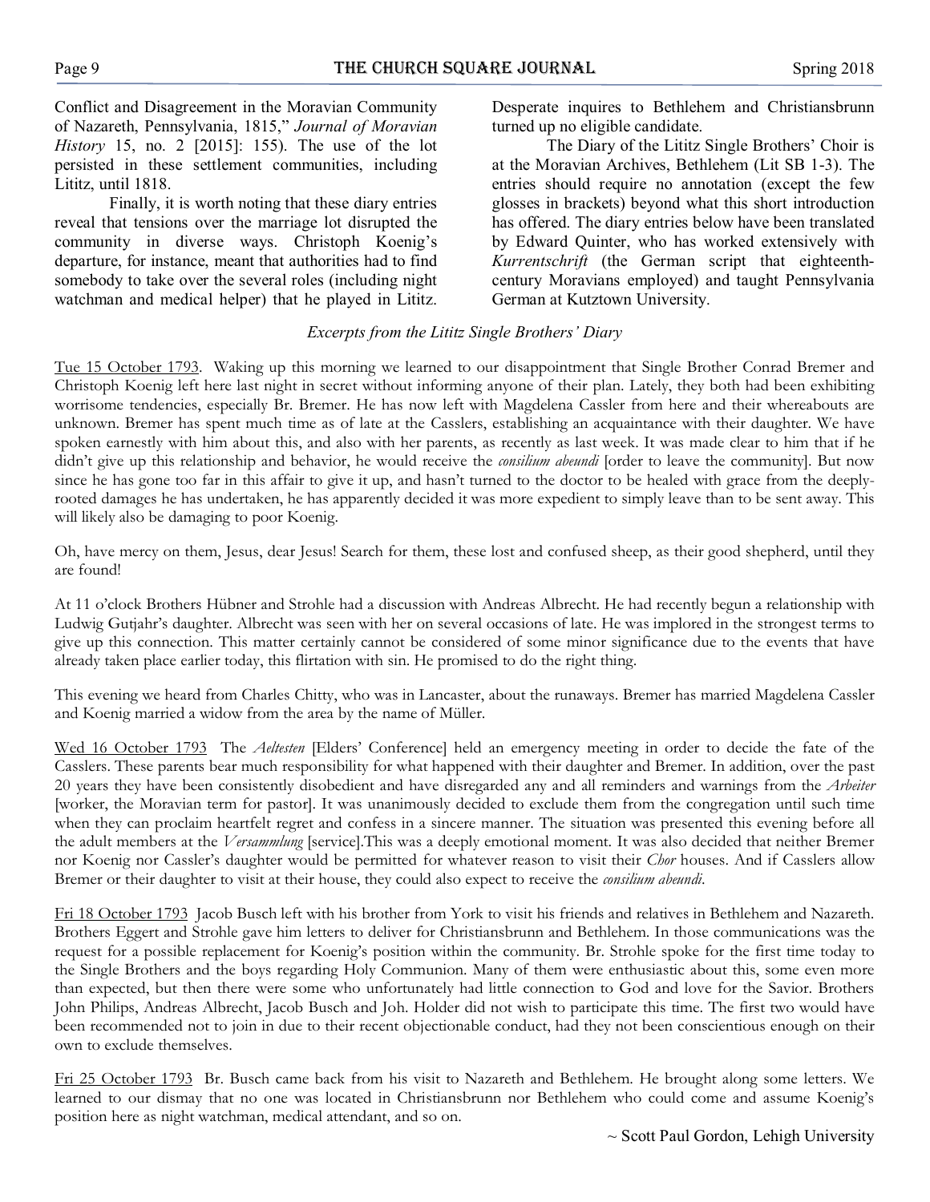Conflict and Disagreement in the Moravian Community of Nazareth, Pennsylvania, 1815," *Journal of Moravian History* 15, no. 2 [2015]: 155). The use of the lot persisted in these settlement communities, including Lititz, until 1818.

Finally, it is worth noting that these diary entries reveal that tensions over the marriage lot disrupted the community in diverse ways. Christoph Koenig's departure, for instance, meant that authorities had to find somebody to take over the several roles (including night watchman and medical helper) that he played in Lititz. Desperate inquires to Bethlehem and Christiansbrunn turned up no eligible candidate.

The Diary of the Lititz Single Brothers' Choir is at the Moravian Archives, Bethlehem (Lit SB 1-3). The entries should require no annotation (except the few glosses in brackets) beyond what this short introduction has offered. The diary entries below have been translated by Edward Quinter, who has worked extensively with *Kurrentschrift* (the German script that eighteenth-century Moravians employed) and taught Pennsylvania German at Kutztown University.

*Excerpts from the Lititz Single Brothers' Diary*

<u>Tue 15 October 1793</u>. Waking up this morning we learned to our disappointment that Single Brother Conrad Bremer and Christoph Koenig left here last night in secret without informing anyone of their plan. Lately, they both had been exhibiting worrisome tendencies, especially Br. Bremer. He has now left with Magdelena Cassler from here and their whereabouts are unknown. Bremer has spent much time as of late at the Casslers, establishing an acquaintance with their daughter. We have spoken earnestly with him about this, and also with her parents, as recently as last week. It was made clear to him that if he didn't give up this relationship and behavior, he would receive the *consilium abeundi* [order to leave the community]. But now since he has gone too far in this affair to give it up, and hasn't turned to the doctor to be healed with grace from the deeply-rooted damages he has undertaken, he has apparently decided it was more expedient to simply leave than to be sent away. This will likely also be damaging to poor Koenig.

Oh, have mercy on them, Jesus, dear Jesus! Search for them, these lost and confused sheep, as their good shepherd, until they are found!

At 11 o'clock Brothers Hübner and Strohle had a discussion with Andreas Albrecht. He had recently begun a relationship with Ludwig Gutjahr's daughter. Albrecht was seen with her on several occasions of late. He was implored in the strongest terms to give up this connection. This matter certainly cannot be considered of some minor significance due to the events that have already taken place earlier today, this flirtation with sin. He promised to do the right thing.

This evening we heard from Charles Chitty, who was in Lancaster, about the runaways. Bremer has married Magdelena Cassler and Koenig married a widow from the area by the name of Müller.

<u>Wed 16 October 1793</u> The *Aeltesten* [Elders' Conference] held an emergency meeting in order to decide the fate of the Casslers. These parents bear much responsibility for what happened with their daughter and Bremer. In addition, over the past 20 years they have been consistently disobedient and have disregarded any and all reminders and warnings from the *Arbeiter* [worker, the Moravian term for pastor]. It was unanimously decided to exclude them from the congregation until such time when they can proclaim heartfelt regret and confess in a sincere manner. The situation was presented this evening before all the adult members at the *Versammlung* [service].This was a deeply emotional moment. It was also decided that neither Bremer nor Koenig nor Cassler's daughter would be permitted for whatever reason to visit their *Chor* houses. And if Casslers allow Bremer or their daughter to visit at their house, they could also expect to receive the *consilium abeundi*.

<u>Fri 18 October 1793</u> Jacob Busch left with his brother from York to visit his friends and relatives in Bethlehem and Nazareth. Brothers Eggert and Strohle gave him letters to deliver for Christiansbrunn and Bethlehem. In those communications was the request for a possible replacement for Koenig's position within the community. Br. Strohle spoke for the first time today to the Single Brothers and the boys regarding Holy Communion. Many of them were enthusiastic about this, some even more than expected, but then there were some who unfortunately had little connection to God and love for the Savior. Brothers John Philips, Andreas Albrecht, Jacob Busch and Joh. Holder did not wish to participate this time. The first two would have been recommended not to join in due to their recent objectionable conduct, had they not been conscientious enough on their own to exclude themselves.

<u>Fri 25 October 1793</u> Br. Busch came back from his visit to Nazareth and Bethlehem. He brought along some letters. We learned to our dismay that no one was located in Christiansbrunn nor Bethlehem who could come and assume Koenig's position here as night watchman, medical attendant, and so on.

~ Scott Paul Gordon, Lehigh University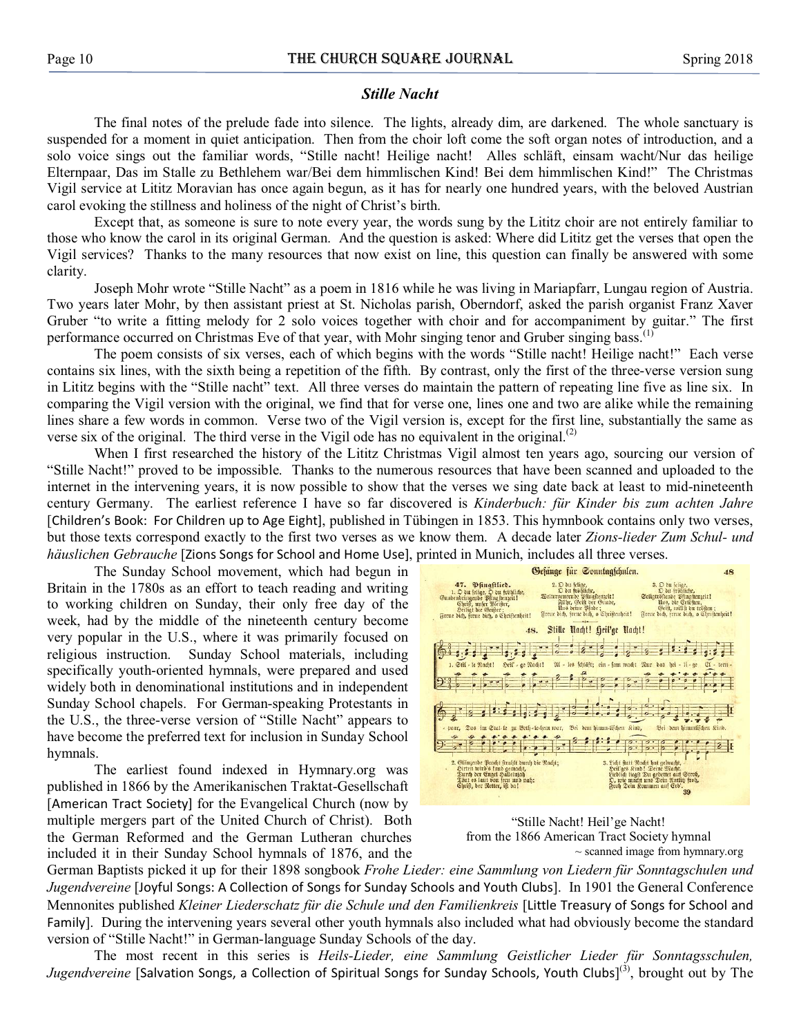### *Stille Nacht*

The final notes of the prelude fade into silence. The lights, already dim, are darkened. The whole sanctuary is suspended for a moment in quiet anticipation. Then from the choir loft come the soft organ notes of introduction, and a solo voice sings out the familiar words, "Stille nacht! Heilige nacht! Alles schläft, einsam wacht/Nur das heilige Elternpaar, Das im Stalle zu Bethlehem war/Bei dem himmlischen Kind! Bei dem himmlischen Kind!" The Christmas Vigil service at Lititz Moravian has once again begun, as it has for nearly one hundred years, with the beloved Austrian carol evoking the stillness and holiness of the night of Christ's birth.

Except that, as someone is sure to note every year, the words sung by the Lititz choir are not entirely familiar to those who know the carol in its original German. And the question is asked: Where did Lititz get the verses that open the Vigil services? Thanks to the many resources that now exist on line, this question can finally be answered with some clarity.

Joseph Mohr wrote "Stille Nacht" as a poem in 1816 while he was living in Mariapfarr, Lungau region of Austria. Two years later Mohr, by then assistant priest at St. Nicholas parish, Oberndorf, asked the parish organist Franz Xaver Gruber "to write a fitting melody for 2 solo voices together with choir and for accompaniment by guitar." The first performance occurred on Christmas Eve of that year, with Mohr singing tenor and Gruber singing bass.[(1)]

The poem consists of six verses, each of which begins with the words "Stille nacht! Heilige nacht!" Each verse contains six lines, with the sixth being a repetition of the fifth. By contrast, only the first of the three-verse version sung in Lititz begins with the "Stille nacht" text. All three verses do maintain the pattern of repeating line five as line six. In comparing the Vigil version with the original, we find that for verse one, lines one and two are alike while the remaining lines share a few words in common. Verse two of the Vigil version is, except for the first line, substantially the same as verse six of the original. The third verse in the Vigil ode has no equivalent in the original.[(2)]

When I first researched the history of the Lititz Christmas Vigil almost ten years ago, sourcing our version of "Stille Nacht!" proved to be impossible. Thanks to the numerous resources that have been scanned and uploaded to the internet in the intervening years, it is now possible to show that the verses we sing date back at least to mid-nineteenth century Germany. The earliest reference I have so far discovered is *Kinderbuch: für Kinder bis zum achten Jahre* [Children's Book: For Children up to Age Eight], published in Tübingen in 1853. This hymnbook contains only two verses, but those texts correspond exactly to the first two verses as we know them. A decade later *Zions-lieder Zum Schul- und häuslichen Gebrauche* [Zions Songs for School and Home Use], printed in Munich, includes all three verses.

The Sunday School movement, which had begun in Britain in the 1780s as an effort to teach reading and writing to working children on Sunday, their only free day of the week, had by the middle of the nineteenth century become very popular in the U.S., where it was primarily focused on religious instruction. Sunday School materials, including specifically youth-oriented hymnals, were prepared and used widely both in denominational institutions and in independent Sunday School chapels. For German-speaking Protestants in the U.S., the three-verse version of "Stille Nacht" appears to have become the preferred text for inclusion in Sunday School hymnals.

"Stille Nacht! Heil'ge Nacht!
from the 1866 American Tract Society hymnal
~ scanned image from hymnary.org

The earliest found indexed in Hymnary.org was published in 1866 by the Amerikanischen Traktat-Gesellschaft [American Tract Society] for the Evangelical Church (now by multiple mergers part of the United Church of Christ). Both the German Reformed and the German Lutheran churches included it in their Sunday School hymnals of 1876, and the German Baptists picked it up for their 1898 songbook *Frohe Lieder: eine Sammlung von Liedern für Sonntagschulen und Jugendvereine* [Joyful Songs: A Collection of Songs for Sunday Schools and Youth Clubs]. In 1901 the General Conference Mennonites published *Kleiner Liederschatz für die Schule und den Familienkreis* [Little Treasury of Songs for School and Family]. During the intervening years several other youth hymnals also included what had obviously become the standard version of "Stille Nacht!" in German-language Sunday Schools of the day.

The most recent in this series is *Heils-Lieder, eine Sammlung Geistlicher Lieder für Sonntagsschulen, Jugendvereine* [Salvation Songs, a Collection of Spiritual Songs for Sunday Schools, Youth Clubs][(3)], brought out by The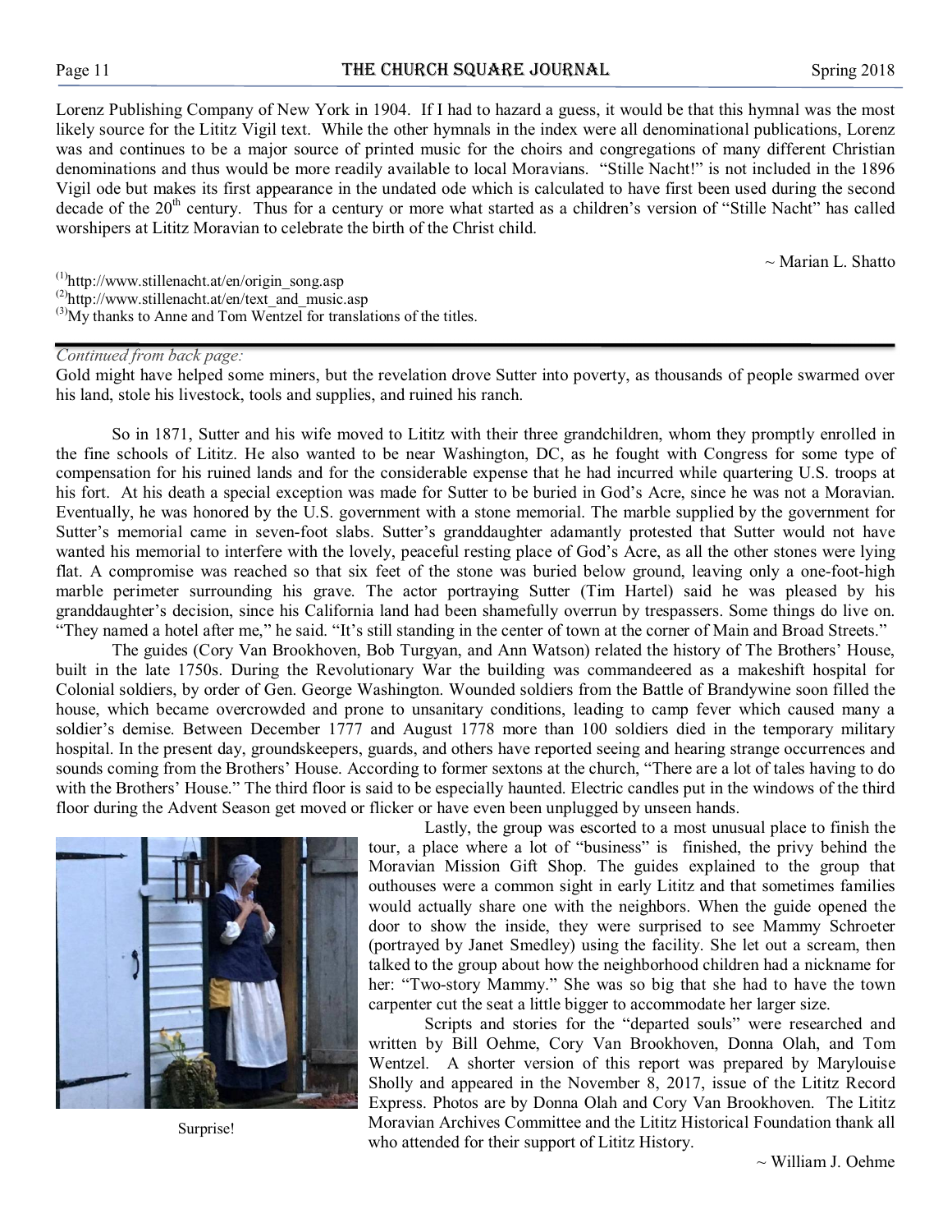Lorenz Publishing Company of New York in 1904. If I had to hazard a guess, it would be that this hymnal was the most likely source for the Lititz Vigil text. While the other hymnals in the index were all denominational publications, Lorenz was and continues to be a major source of printed music for the choirs and congregations of many different Christian denominations and thus would be more readily available to local Moravians. "Stille Nacht!" is not included in the 1896 Vigil ode but makes its first appearance in the undated ode which is calculated to have first been used during the second decade of the 20th century. Thus for a century or more what started as a children's version of "Stille Nacht" has called worshipers at Lititz Moravian to celebrate the birth of the Christ child.

~ Marian L. Shatto

[1] http://www.stillenacht.at/en/origin_song.asp
[2] http://www.stillenacht.at/en/text_and_music.asp
[3] My thanks to Anne and Tom Wentzel for translations of the titles.

---

*Continued from back page:*

Gold might have helped some miners, but the revelation drove Sutter into poverty, as thousands of people swarmed over his land, stole his livestock, tools and supplies, and ruined his ranch.

So in 1871, Sutter and his wife moved to Lititz with their three grandchildren, whom they promptly enrolled in the fine schools of Lititz. He also wanted to be near Washington, DC, as he fought with Congress for some type of compensation for his ruined lands and for the considerable expense that he had incurred while quartering U.S. troops at his fort. At his death a special exception was made for Sutter to be buried in God's Acre, since he was not a Moravian. Eventually, he was honored by the U.S. government with a stone memorial. The marble supplied by the government for Sutter's memorial came in seven-foot slabs. Sutter's granddaughter adamantly protested that Sutter would not have wanted his memorial to interfere with the lovely, peaceful resting place of God's Acre, as all the other stones were lying flat. A compromise was reached so that six feet of the stone was buried below ground, leaving only a one-foot-high marble perimeter surrounding his grave. The actor portraying Sutter (Tim Hartel) said he was pleased by his granddaughter's decision, since his California land had been shamefully overrun by trespassers. Some things do live on. "They named a hotel after me," he said. "It's still standing in the center of town at the corner of Main and Broad Streets."

The guides (Cory Van Brookhoven, Bob Turgyan, and Ann Watson) related the history of The Brothers' House, built in the late 1750s. During the Revolutionary War the building was commandeered as a makeshift hospital for Colonial soldiers, by order of Gen. George Washington. Wounded soldiers from the Battle of Brandywine soon filled the house, which became overcrowded and prone to unsanitary conditions, leading to camp fever which caused many a soldier's demise. Between December 1777 and August 1778 more than 100 soldiers died in the temporary military hospital. In the present day, groundskeepers, guards, and others have reported seeing and hearing strange occurrences and sounds coming from the Brothers' House. According to former sextons at the church, "There are a lot of tales having to do with the Brothers' House." The third floor is said to be especially haunted. Electric candles put in the windows of the third floor during the Advent Season get moved or flicker or have even been unplugged by unseen hands.

Lastly, the group was escorted to a most unusual place to finish the tour, a place where a lot of "business" is finished, the privy behind the Moravian Mission Gift Shop. The guides explained to the group that outhouses were a common sight in early Lititz and that sometimes families would actually share one with the neighbors. When the guide opened the door to show the inside, they were surprised to see Mammy Schroeter (portrayed by Janet Smedley) using the facility. She let out a scream, then talked to the group about how the neighborhood children had a nickname for her: "Two-story Mammy." She was so big that she had to have the town carpenter cut the seat a little bigger to accommodate her larger size.

Surprise!

Scripts and stories for the "departed souls" were researched and written by Bill Oehme, Cory Van Brookhoven, Donna Olah, and Tom Wentzel. A shorter version of this report was prepared by Marylouise Sholly and appeared in the November 8, 2017, issue of the Lititz Record Express. Photos are by Donna Olah and Cory Van Brookhoven. The Lititz Moravian Archives Committee and the Lititz Historical Foundation thank all who attended for their support of Lititz History.

~ William J. Oehme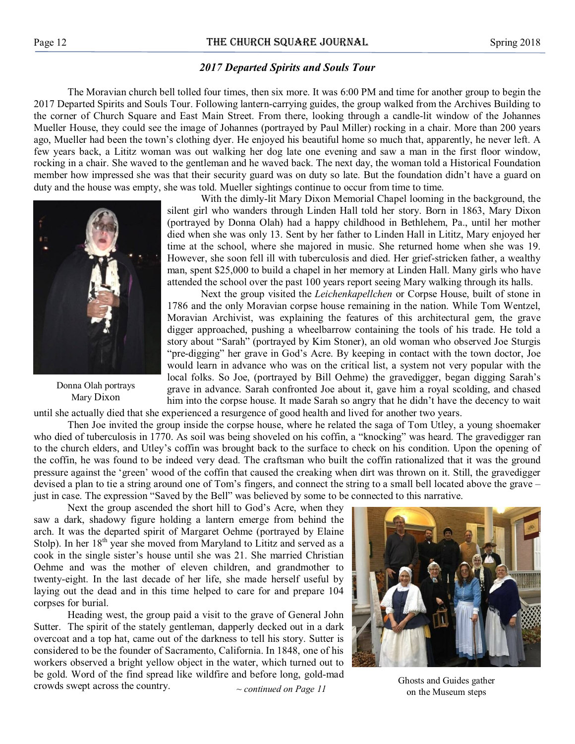### *2017 Departed Spirits and Souls Tour*

The Moravian church bell tolled four times, then six more. It was 6:00 PM and time for another group to begin the 2017 Departed Spirits and Souls Tour. Following lantern-carrying guides, the group walked from the Archives Building to the corner of Church Square and East Main Street. From there, looking through a candle-lit window of the Johannes Mueller House, they could see the image of Johannes (portrayed by Paul Miller) rocking in a chair. More than 200 years ago, Mueller had been the town's clothing dyer. He enjoyed his beautiful home so much that, apparently, he never left. A few years back, a Lititz woman was out walking her dog late one evening and saw a man in the first floor window, rocking in a chair. She waved to the gentleman and he waved back. The next day, the woman told a Historical Foundation member how impressed she was that their security guard was on duty so late. But the foundation didn't have a guard on duty and the house was empty, she was told. Mueller sightings continue to occur from time to time.

With the dimly-lit Mary Dixon Memorial Chapel looming in the background, the silent girl who wanders through Linden Hall told her story. Born in 1863, Mary Dixon (portrayed by Donna Olah) had a happy childhood in Bethlehem, Pa., until her mother died when she was only 13. Sent by her father to Linden Hall in Lititz, Mary enjoyed her time at the school, where she majored in music. She returned home when she was 19. However, she soon fell ill with tuberculosis and died. Her grief-stricken father, a wealthy man, spent $25,000 to build a chapel in her memory at Linden Hall. Many girls who have attended the school over the past 100 years report seeing Mary walking through its halls.

Donna Olah portrays Mary Dixon

Next the group visited the *Leichenkapellchen* or Corpse House, built of stone in 1786 and the only Moravian corpse house remaining in the nation. While Tom Wentzel, Moravian Archivist, was explaining the features of this architectural gem, the grave digger approached, pushing a wheelbarrow containing the tools of his trade. He told a story about "Sarah" (portrayed by Kim Stoner), an old woman who observed Joe Sturgis "pre-digging" her grave in God's Acre. By keeping in contact with the town doctor, Joe would learn in advance who was on the critical list, a system not very popular with the local folks. So Joe, (portrayed by Bill Oehme) the gravedigger, began digging Sarah's grave in advance. Sarah confronted Joe about it, gave him a royal scolding, and chased him into the corpse house. It made Sarah so angry that he didn't have the decency to wait until she actually died that she experienced a resurgence of good health and lived for another two years.

Then Joe invited the group inside the corpse house, where he related the saga of Tom Utley, a young shoemaker who died of tuberculosis in 1770. As soil was being shoveled on his coffin, a "knocking" was heard. The gravedigger ran to the church elders, and Utley's coffin was brought back to the surface to check on his condition. Upon the opening of the coffin, he was found to be indeed very dead. The craftsman who built the coffin rationalized that it was the ground pressure against the 'green' wood of the coffin that caused the creaking when dirt was thrown on it. Still, the gravedigger devised a plan to tie a string around one of Tom's fingers, and connect the string to a small bell located above the grave – just in case. The expression "Saved by the Bell" was believed by some to be connected to this narrative.

Next the group ascended the short hill to God's Acre, when they saw a dark, shadowy figure holding a lantern emerge from behind the arch. It was the departed spirit of Margaret Oehme (portrayed by Elaine Stolp). In her 18th year she moved from Maryland to Lititz and served as a cook in the single sister's house until she was 21. She married Christian Oehme and was the mother of eleven children, and grandmother to twenty-eight. In the last decade of her life, she made herself useful by laying out the dead and in this time helped to care for and prepare 104 corpses for burial.

Heading west, the group paid a visit to the grave of General John Sutter. The spirit of the stately gentleman, dapperly decked out in a dark overcoat and a top hat, came out of the darkness to tell his story. Sutter is considered to be the founder of Sacramento, California. In 1848, one of his workers observed a bright yellow object in the water, which turned out to be gold. Word of the find spread like wildfire and before long, gold-mad crowds swept across the country.

*~ continued on Page 11*

Ghosts and Guides gather on the Museum steps